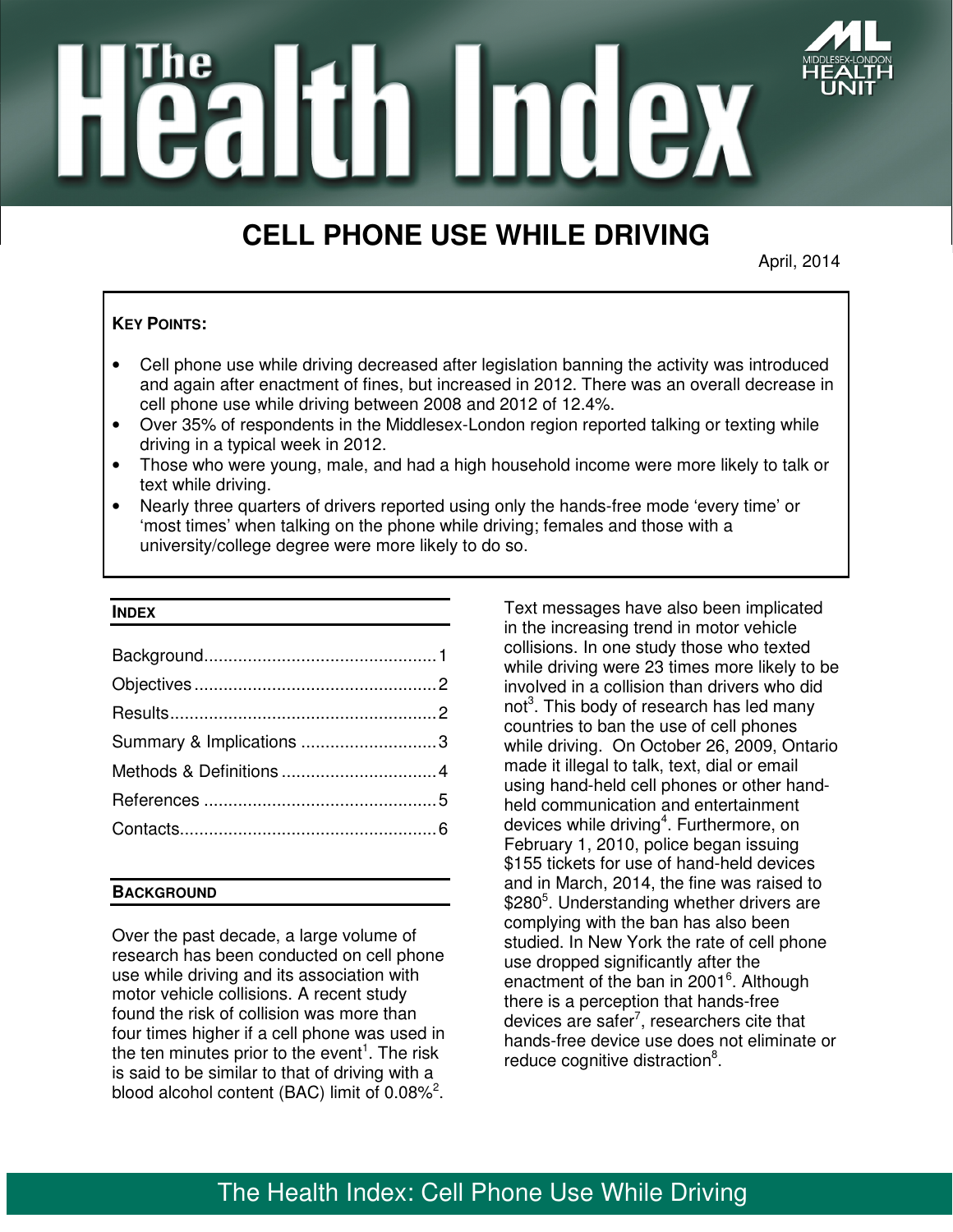# The Health Index

MIDDLESEX-LONDON HEALTH UNIT

## CELL PHONE USE WHILE DRIVING

April, 2014

**KEY POINTS:**

- Cell phone use while driving decreased after legislation banning the activity was introduced and again after enactment of fines, but increased in 2012. There was an overall decrease in cell phone use while driving between 2008 and 2012 of 12.4%.
- Over 35% of respondents in the Middlesex-London region reported talking or texting while driving in a typical week in 2012.
- Those who were young, male, and had a high household income were more likely to talk or text while driving.
- Nearly three quarters of drivers reported using only the hands-free mode 'every time' or 'most times' when talking on the phone while driving; females and those with a university/college degree were more likely to do so.

### INDEX

| | |
|---|---|
| Background | 1 |
| Objectives | 2 |
| Results | 2 |
| Summary & Implications | 3 |
| Methods & Definitions | 4 |
| References | 5 |
| Contacts | 6 |

### BACKGROUND

Over the past decade, a large volume of research has been conducted on cell phone use while driving and its association with motor vehicle collisions. A recent study found the risk of collision was more than four times higher if a cell phone was used in the ten minutes prior to the event[1]. The risk is said to be similar to that of driving with a blood alcohol content (BAC) limit of 0.08%[2].

Text messages have also been implicated in the increasing trend in motor vehicle collisions. In one study those who texted while driving were 23 times more likely to be involved in a collision than drivers who did not[3]. This body of research has led many countries to ban the use of cell phones while driving. On October 26, 2009, Ontario made it illegal to talk, text, dial or email using hand-held cell phones or other hand-held communication and entertainment devices while driving[4]. Furthermore, on February 1, 2010, police began issuing $155 tickets for use of hand-held devices and in March, 2014, the fine was raised to $280[5]. Understanding whether drivers are complying with the ban has also been studied. In New York the rate of cell phone use dropped significantly after the enactment of the ban in 2001[6]. Although there is a perception that hands-free devices are safer[7], researchers cite that hands-free device use does not eliminate or reduce cognitive distraction[8].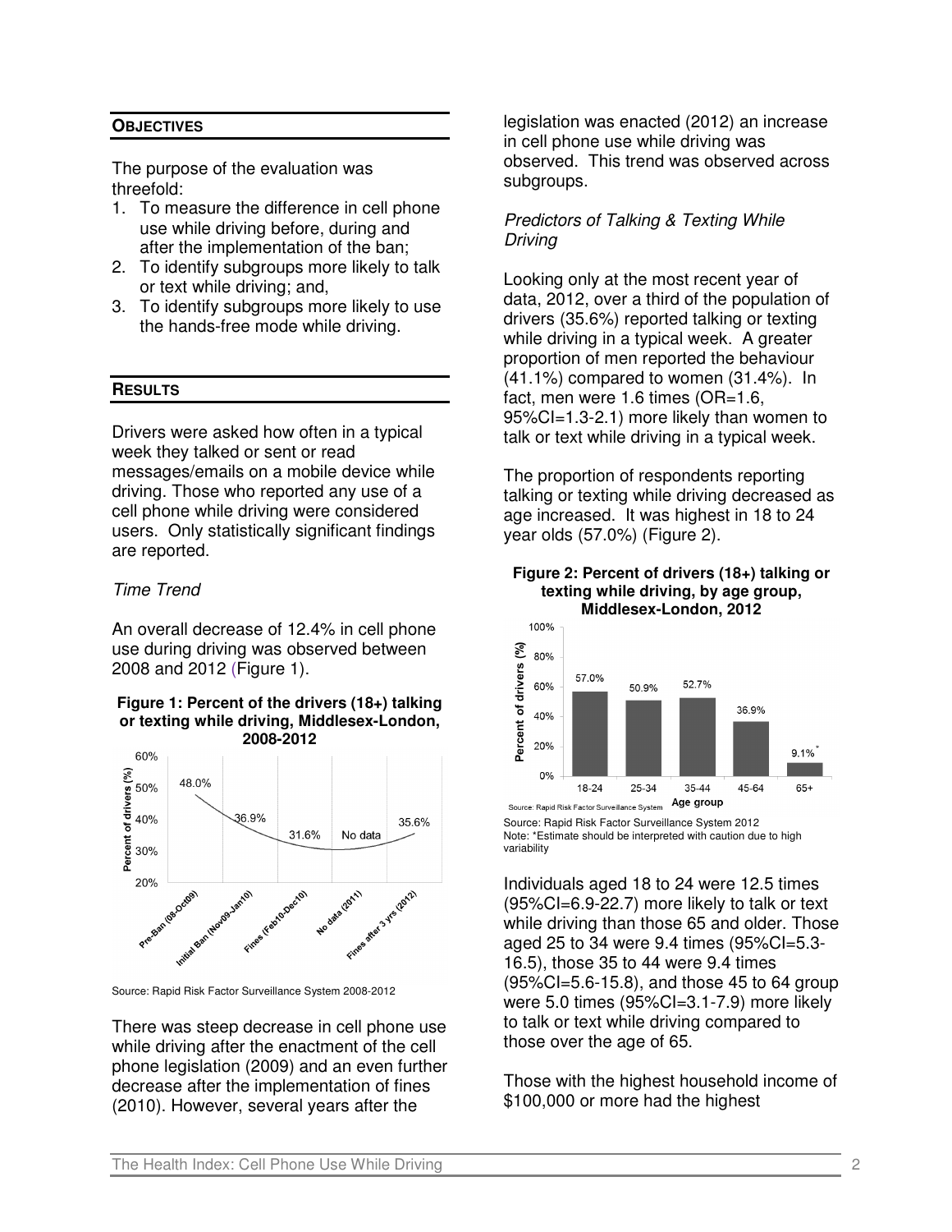## OBJECTIVES

The purpose of the evaluation was threefold:

1. To measure the difference in cell phone use while driving before, during and after the implementation of the ban;
2. To identify subgroups more likely to talk or text while driving; and,
3. To identify subgroups more likely to use the hands-free mode while driving.

## RESULTS

Drivers were asked how often in a typical week they talked or sent or read messages/emails on a mobile device while driving. Those who reported any use of a cell phone while driving were considered users. Only statistically significant findings are reported.

### *Time Trend*

An overall decrease of 12.4% in cell phone use during driving was observed between 2008 and 2012 (Figure 1).

**Figure 1: Percent of the drivers (18+) talking or texting while driving, Middlesex-London, 2008-2012**

Source: Rapid Risk Factor Surveillance System 2008-2012

There was steep decrease in cell phone use while driving after the enactment of the cell phone legislation (2009) and an even further decrease after the implementation of fines (2010). However, several years after the legislation was enacted (2012) an increase in cell phone use while driving was observed. This trend was observed across subgroups.

### *Predictors of Talking & Texting While Driving*

Looking only at the most recent year of data, 2012, over a third of the population of drivers (35.6%) reported talking or texting while driving in a typical week. A greater proportion of men reported the behaviour (41.1%) compared to women (31.4%). In fact, men were 1.6 times (OR=1.6, 95%CI=1.3-2.1) more likely than women to talk or text while driving in a typical week.

The proportion of respondents reporting talking or texting while driving decreased as age increased. It was highest in 18 to 24 year olds (57.0%) (Figure 2).

**Figure 2: Percent of drivers (18+) talking or texting while driving, by age group, Middlesex-London, 2012**

Source: Rapid Risk Factor Surveillance System 2012
Note: *Estimate should be interpreted with caution due to high variability

Individuals aged 18 to 24 were 12.5 times (95%CI=6.9-22.7) more likely to talk or text while driving than those 65 and older. Those aged 25 to 34 were 9.4 times (95%CI=5.3-16.5), those 35 to 44 were 9.4 times (95%CI=5.6-15.8), and those 45 to 64 group were 5.0 times (95%CI=3.1-7.9) more likely to talk or text while driving compared to those over the age of 65.

Those with the highest household income of $100,000 or more had the highest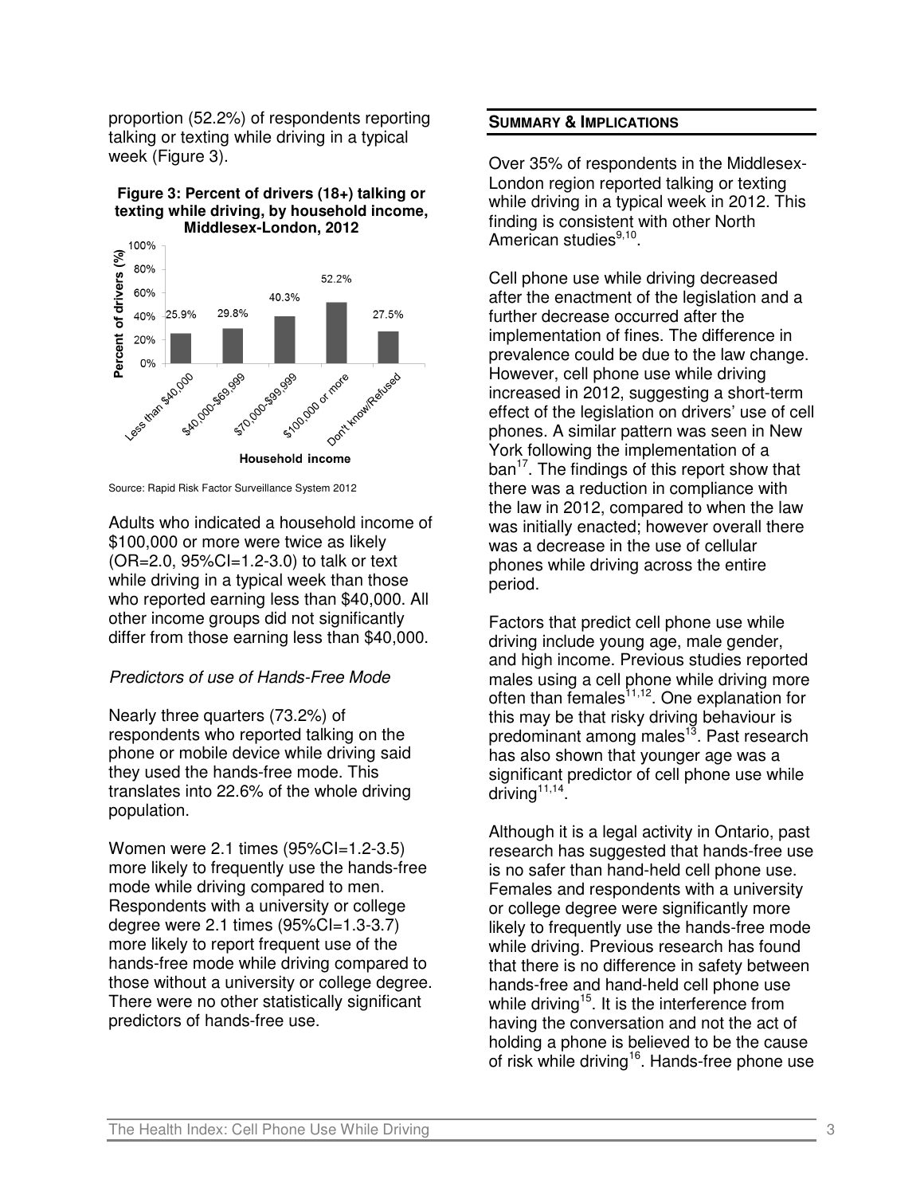proportion (52.2%) of respondents reporting talking or texting while driving in a typical week (Figure 3).

**Figure 3: Percent of drivers (18+) talking or texting while driving, by household income, Middlesex-London, 2012**

| Household income | Percent of drivers (%) |
|---|---|
| Less than $40,000 | 25.9% |
| $40,000-$69,999 | 29.8% |
| $70,000-$99,999 | 40.3% |
| $100,000 or more | 52.2% |
| Don't know/Refused | 27.5% |

Source: Rapid Risk Factor Surveillance System 2012

Adults who indicated a household income of $100,000 or more were twice as likely (OR=2.0, 95%CI=1.2-3.0) to talk or text while driving in a typical week than those who reported earning less than $40,000. All other income groups did not significantly differ from those earning less than $40,000.

### *Predictors of use of Hands-Free Mode*

Nearly three quarters (73.2%) of respondents who reported talking on the phone or mobile device while driving said they used the hands-free mode. This translates into 22.6% of the whole driving population.

Women were 2.1 times (95%CI=1.2-3.5) more likely to frequently use the hands-free mode while driving compared to men. Respondents with a university or college degree were 2.1 times (95%CI=1.3-3.7) more likely to report frequent use of the hands-free mode while driving compared to those without a university or college degree. There were no other statistically significant predictors of hands-free use.

## SUMMARY & IMPLICATIONS

Over 35% of respondents in the Middlesex-London region reported talking or texting while driving in a typical week in 2012. This finding is consistent with other North American studies[9,10].

Cell phone use while driving decreased after the enactment of the legislation and a further decrease occurred after the implementation of fines. The difference in prevalence could be due to the law change. However, cell phone use while driving increased in 2012, suggesting a short-term effect of the legislation on drivers' use of cell phones. A similar pattern was seen in New York following the implementation of a ban[17]. The findings of this report show that there was a reduction in compliance with the law in 2012, compared to when the law was initially enacted; however overall there was a decrease in the use of cellular phones while driving across the entire period.

Factors that predict cell phone use while driving include young age, male gender, and high income. Previous studies reported males using a cell phone while driving more often than females[11,12]. One explanation for this may be that risky driving behaviour is predominant among males[13]. Past research has also shown that younger age was a significant predictor of cell phone use while driving[11,14].

Although it is a legal activity in Ontario, past research has suggested that hands-free use is no safer than hand-held cell phone use. Females and respondents with a university or college degree were significantly more likely to frequently use the hands-free mode while driving. Previous research has found that there is no difference in safety between hands-free and hand-held cell phone use while driving[15]. It is the interference from having the conversation and not the act of holding a phone is believed to be the cause of risk while driving[16]. Hands-free phone use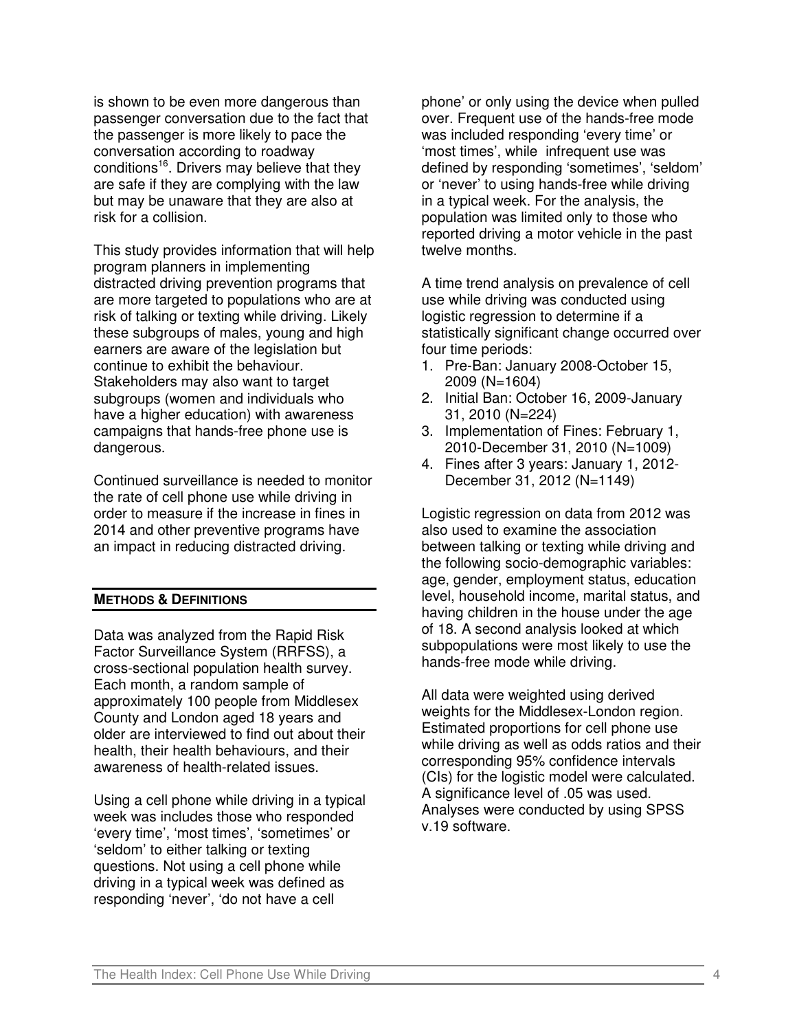is shown to be even more dangerous than passenger conversation due to the fact that the passenger is more likely to pace the conversation according to roadway conditions[16]. Drivers may believe that they are safe if they are complying with the law but may be unaware that they are also at risk for a collision.

This study provides information that will help program planners in implementing distracted driving prevention programs that are more targeted to populations who are at risk of talking or texting while driving. Likely these subgroups of males, young and high earners are aware of the legislation but continue to exhibit the behaviour. Stakeholders may also want to target subgroups (women and individuals who have a higher education) with awareness campaigns that hands-free phone use is dangerous.

Continued surveillance is needed to monitor the rate of cell phone use while driving in order to measure if the increase in fines in 2014 and other preventive programs have an impact in reducing distracted driving.

## METHODS & DEFINITIONS

Data was analyzed from the Rapid Risk Factor Surveillance System (RRFSS), a cross-sectional population health survey. Each month, a random sample of approximately 100 people from Middlesex County and London aged 18 years and older are interviewed to find out about their health, their health behaviours, and their awareness of health-related issues.

Using a cell phone while driving in a typical week was includes those who responded 'every time', 'most times', 'sometimes' or 'seldom' to either talking or texting questions. Not using a cell phone while driving in a typical week was defined as responding 'never', 'do not have a cell phone' or only using the device when pulled over. Frequent use of the hands-free mode was included responding 'every time' or 'most times', while infrequent use was defined by responding 'sometimes', 'seldom' or 'never' to using hands-free while driving in a typical week. For the analysis, the population was limited only to those who reported driving a motor vehicle in the past twelve months.

A time trend analysis on prevalence of cell use while driving was conducted using logistic regression to determine if a statistically significant change occurred over four time periods:

1. Pre-Ban: January 2008-October 15, 2009 (N=1604)
2. Initial Ban: October 16, 2009-January 31, 2010 (N=224)
3. Implementation of Fines: February 1, 2010-December 31, 2010 (N=1009)
4. Fines after 3 years: January 1, 2012-December 31, 2012 (N=1149)

Logistic regression on data from 2012 was also used to examine the association between talking or texting while driving and the following socio-demographic variables: age, gender, employment status, education level, household income, marital status, and having children in the house under the age of 18. A second analysis looked at which subpopulations were most likely to use the hands-free mode while driving.

All data were weighted using derived weights for the Middlesex-London region. Estimated proportions for cell phone use while driving as well as odds ratios and their corresponding 95% confidence intervals (CIs) for the logistic model were calculated. A significance level of .05 was used. Analyses were conducted by using SPSS v.19 software.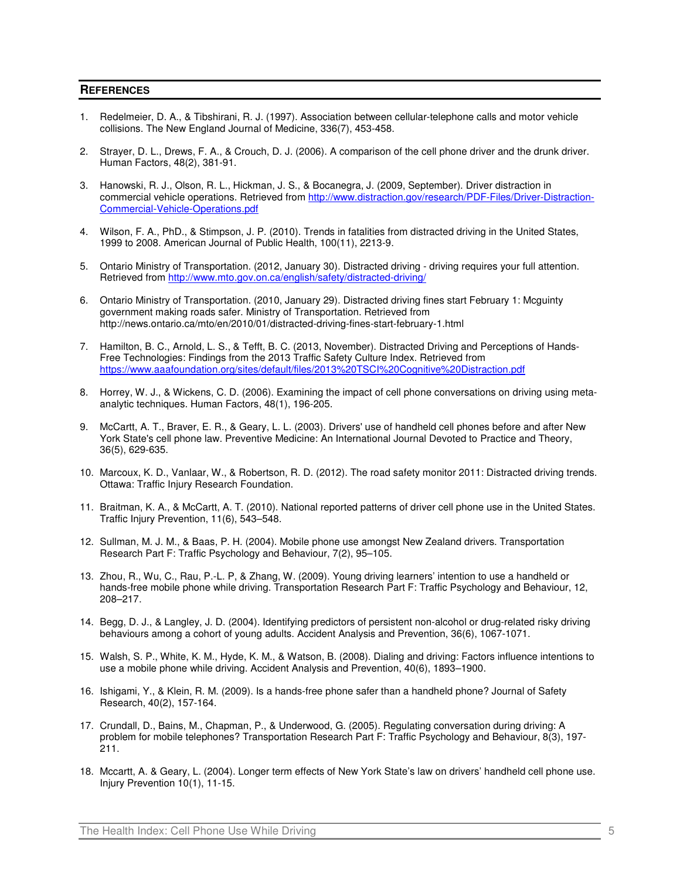## References

1. Redelmeier, D. A., & Tibshirani, R. J. (1997). Association between cellular-telephone calls and motor vehicle collisions. The New England Journal of Medicine, 336(7), 453-458.

2. Strayer, D. L., Drews, F. A., & Crouch, D. J. (2006). A comparison of the cell phone driver and the drunk driver. Human Factors, 48(2), 381-91.

3. Hanowski, R. J., Olson, R. L., Hickman, J. S., & Bocanegra, J. (2009, September). Driver distraction in commercial vehicle operations. Retrieved from http://www.distraction.gov/research/PDF-Files/Driver-Distraction-Commercial-Vehicle-Operations.pdf

4. Wilson, F. A., PhD., & Stimpson, J. P. (2010). Trends in fatalities from distracted driving in the United States, 1999 to 2008. American Journal of Public Health, 100(11), 2213-9.

5. Ontario Ministry of Transportation. (2012, January 30). Distracted driving - driving requires your full attention. Retrieved from http://www.mto.gov.on.ca/english/safety/distracted-driving/

6. Ontario Ministry of Transportation. (2010, January 29). Distracted driving fines start February 1: Mcguinty government making roads safer. Ministry of Transportation. Retrieved from http://news.ontario.ca/mto/en/2010/01/distracted-driving-fines-start-february-1.html

7. Hamilton, B. C., Arnold, L. S., & Tefft, B. C. (2013, November). Distracted Driving and Perceptions of Hands-Free Technologies: Findings from the 2013 Traffic Safety Culture Index. Retrieved from https://www.aaafoundation.org/sites/default/files/2013%20TSCI%20Cognitive%20Distraction.pdf

8. Horrey, W. J., & Wickens, C. D. (2006). Examining the impact of cell phone conversations on driving using meta-analytic techniques. Human Factors, 48(1), 196-205.

9. McCartt, A. T., Braver, E. R., & Geary, L. L. (2003). Drivers' use of handheld cell phones before and after New York State's cell phone law. Preventive Medicine: An International Journal Devoted to Practice and Theory, 36(5), 629-635.

10. Marcoux, K. D., Vanlaar, W., & Robertson, R. D. (2012). The road safety monitor 2011: Distracted driving trends. Ottawa: Traffic Injury Research Foundation.

11. Braitman, K. A., & McCartt, A. T. (2010). National reported patterns of driver cell phone use in the United States. Traffic Injury Prevention, 11(6), 543–548.

12. Sullman, M. J. M., & Baas, P. H. (2004). Mobile phone use amongst New Zealand drivers. Transportation Research Part F: Traffic Psychology and Behaviour, 7(2), 95–105.

13. Zhou, R., Wu, C., Rau, P.-L. P, & Zhang, W. (2009). Young driving learners' intention to use a handheld or hands-free mobile phone while driving. Transportation Research Part F: Traffic Psychology and Behaviour, 12, 208–217.

14. Begg, D. J., & Langley, J. D. (2004). Identifying predictors of persistent non-alcohol or drug-related risky driving behaviours among a cohort of young adults. Accident Analysis and Prevention, 36(6), 1067-1071.

15. Walsh, S. P., White, K. M., Hyde, K. M., & Watson, B. (2008). Dialing and driving: Factors influence intentions to use a mobile phone while driving. Accident Analysis and Prevention, 40(6), 1893–1900.

16. Ishigami, Y., & Klein, R. M. (2009). Is a hands-free phone safer than a handheld phone? Journal of Safety Research, 40(2), 157-164.

17. Crundall, D., Bains, M., Chapman, P., & Underwood, G. (2005). Regulating conversation during driving: A problem for mobile telephones? Transportation Research Part F: Traffic Psychology and Behaviour, 8(3), 197-211.

18. Mccartt, A. & Geary, L. (2004). Longer term effects of New York State's law on drivers' handheld cell phone use. Injury Prevention 10(1), 11-15.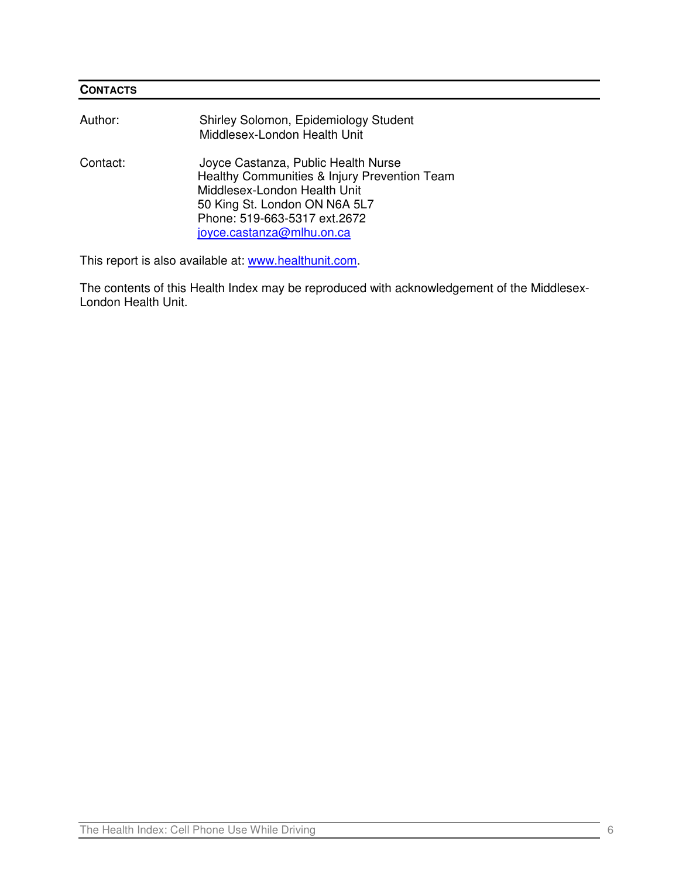## CONTACTS

Author: Shirley Solomon, Epidemiology Student
Middlesex-London Health Unit

Contact: Joyce Castanza, Public Health Nurse
Healthy Communities & Injury Prevention Team
Middlesex-London Health Unit
50 King St. London ON N6A 5L7
Phone: 519-663-5317 ext.2672
joyce.castanza@mlhu.on.ca

This report is also available at: www.healthunit.com.

The contents of this Health Index may be reproduced with acknowledgement of the Middlesex-London Health Unit.